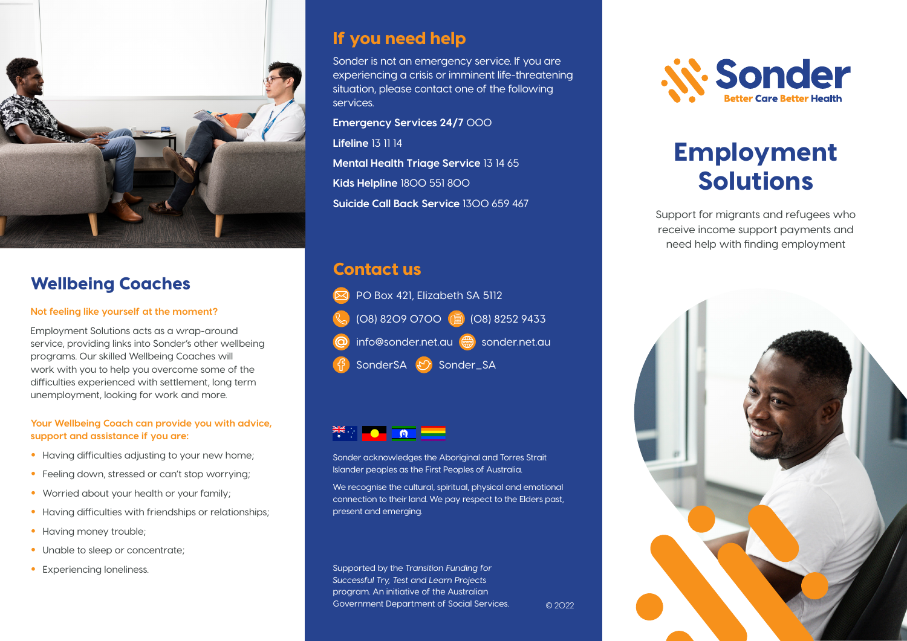## Wellbeing Coaches

**Not feeling like yourself at the moment?**

Employment Solutions acts as a wrap-around service, providing links into Sonder's other wellbeing programs. Our skilled Wellbeing Coaches will work with you to help you overcome some of the difficulties experienced with settlement, long term unemployment, looking for work and more.

**Your Wellbeing Coach can provide you with advice, support and assistance if you are:**

- Having difficulties adjusting to your new home;
- Feeling down, stressed or can't stop worrying;
- Worried about your health or your family;
- Having difficulties with friendships or relationships;
- Having money trouble;
- Unable to sleep or concentrate;
- Experiencing loneliness.

## If you need help

Sonder is not an emergency service. If you are experiencing a crisis or imminent life-threatening situation, please contact one of the following services.

**Emergency Services 24/7** 000

**Lifeline** 13 11 14

**Mental Health Triage Service** 13 14 65

**Kids Helpline** 1800 551 800

**Suicide Call Back Service** 1300 659 467

## Contact us

PO Box 421, Elizabeth SA 5112

(08) 8209 0700 (08) 8252 9433

info@sonder.net.au sonder.net.au

SonderSA Sonder_SA

Sonder acknowledges the Aboriginal and Torres Strait Islander peoples as the First Peoples of Australia.

We recognise the cultural, spiritual, physical and emotional connection to their land. We pay respect to the Elders past, present and emerging.

Supported by the *Transition Funding for Successful Try, Test and Learn Projects* program. An initiative of the Australian Government Department of Social Services.

© 2022

# Sonder

Better Care Better Health

# Employment Solutions

Support for migrants and refugees who receive income support payments and need help with finding employment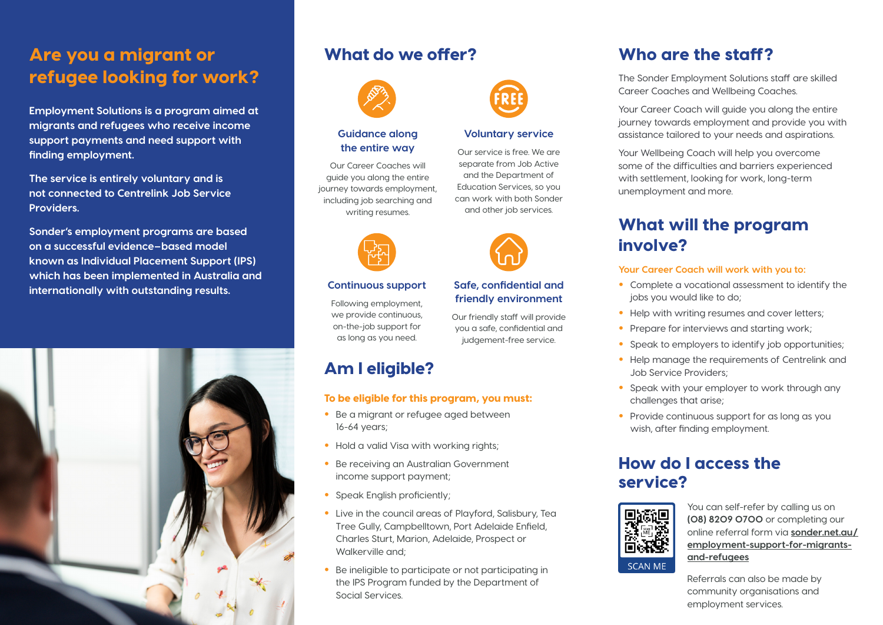## Are you a migrant or refugee looking for work?

**Employment Solutions is a program aimed at migrants and refugees who receive income support payments and need support with finding employment.**

**The service is entirely voluntary and is not connected to Centrelink Job Service Providers.**

**Sonder's employment programs are based on a successful evidence–based model known as Individual Placement Support (IPS) which has been implemented in Australia and internationally with outstanding results.**

## What do we offer?

### Guidance along the entire way

Our Career Coaches will guide you along the entire journey towards employment, including job searching and writing resumes.

### Voluntary service

Our service is free. We are separate from Job Active and the Department of Education Services, so you can work with both Sonder and other job services.

### Continuous support

Following employment, we provide continuous, on-the-job support for as long as you need.

### Safe, confidential and friendly environment

Our friendly staff will provide you a safe, confidential and judgement-free service.

## Am I eligible?

**To be eligible for this program, you must:**

- Be a migrant or refugee aged between 16-64 years;
- Hold a valid Visa with working rights;
- Be receiving an Australian Government income support payment;
- Speak English proficiently;
- Live in the council areas of Playford, Salisbury, Tea Tree Gully, Campbelltown, Port Adelaide Enfield, Charles Sturt, Marion, Adelaide, Prospect or Walkerville and;
- Be ineligible to participate or not participating in the IPS Program funded by the Department of Social Services.

## Who are the staff?

The Sonder Employment Solutions staff are skilled Career Coaches and Wellbeing Coaches.

Your Career Coach will guide you along the entire journey towards employment and provide you with assistance tailored to your needs and aspirations.

Your Wellbeing Coach will help you overcome some of the difficulties and barriers experienced with settlement, looking for work, long-term unemployment and more.

## What will the program involve?

**Your Career Coach will work with you to:**

- Complete a vocational assessment to identify the jobs you would like to do;
- Help with writing resumes and cover letters;
- Prepare for interviews and starting work;
- Speak to employers to identify job opportunities;
- Help manage the requirements of Centrelink and Job Service Providers;
- Speak with your employer to work through any challenges that arise;
- Provide continuous support for as long as you wish, after finding employment.

## How do I access the service?

SCAN ME

You can self-refer by calling us on **(08) 8209 0700** or completing our online referral form via **sonder.net.au/employment-support-for-migrants-and-refugees**

Referrals can also be made by community organisations and employment services.